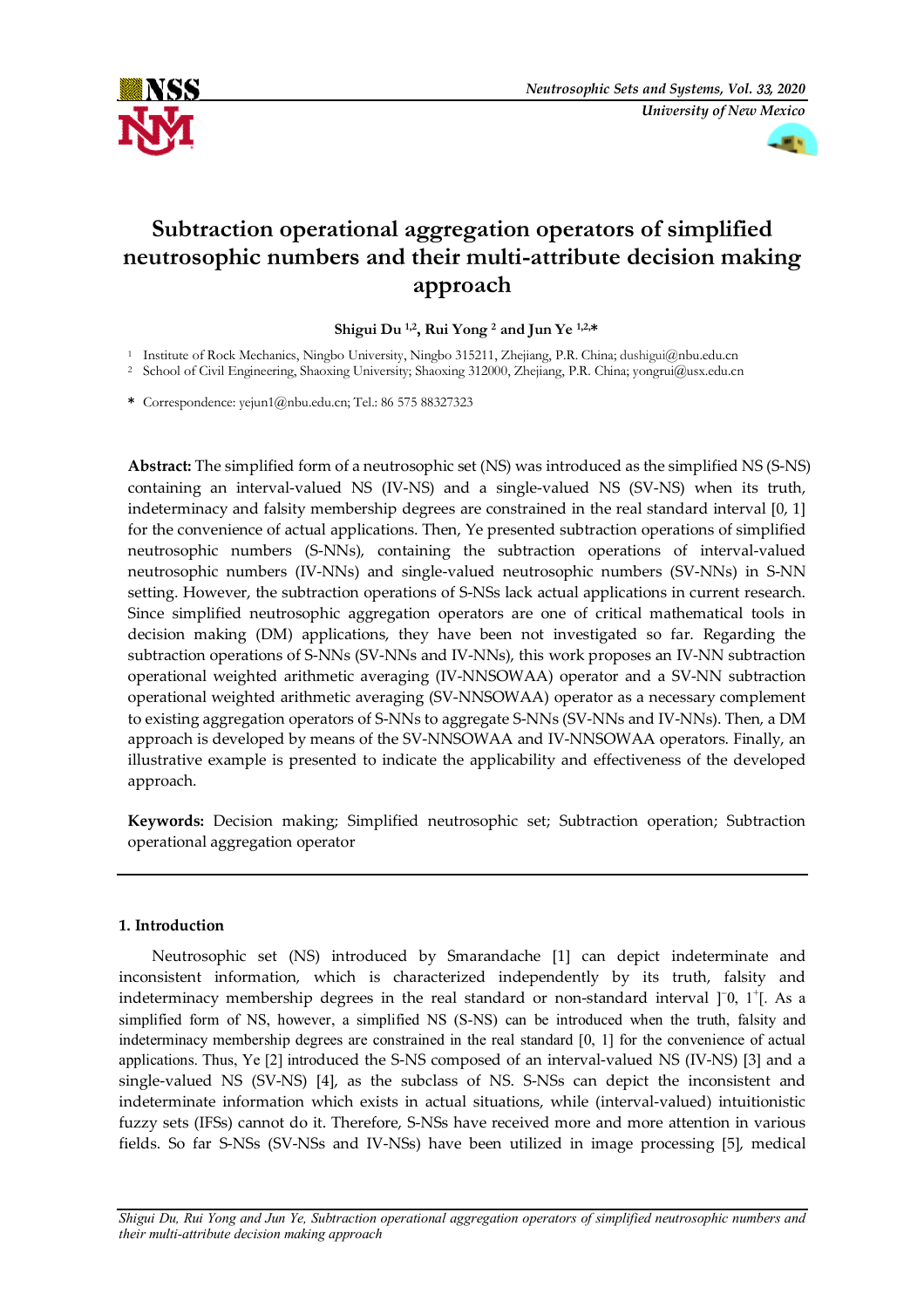# Subtraction operational aggregation operators of simplified neutrosophic numbers and their multi-attribute decision making approach

**Shigui Du [1,2], Rui Yong [2] and Jun Ye [1,2,]***

[1] Institute of Rock Mechanics, Ningbo University, Ningbo 315211, Zhejiang, P.R. China; dushigui@nbu.edu.cn

[2] School of Civil Engineering, Shaoxing University; Shaoxing 312000, Zhejiang, P.R. China; yongrui@usx.edu.cn

**\*** Correspondence: yejun1@nbu.edu.cn; Tel.: 86 575 88327323

**Abstract:** The simplified form of a neutrosophic set (NS) was introduced as the simplified NS (S-NS) containing an interval-valued NS (IV-NS) and a single-valued NS (SV-NS) when its truth, indeterminacy and falsity membership degrees are constrained in the real standard interval [0, 1] for the convenience of actual applications. Then, Ye presented subtraction operations of simplified neutrosophic numbers (S-NNs), containing the subtraction operations of interval-valued neutrosophic numbers (IV-NNs) and single-valued neutrosophic numbers (SV-NNs) in S-NN setting. However, the subtraction operations of S-NNs lack actual applications in current research. Since simplified neutrosophic aggregation operators are one of critical mathematical tools in decision making (DM) applications, they have been not investigated so far. Regarding the subtraction operations of S-NNs (SV-NNs and IV-NNs), this work proposes an IV-NN subtraction operational weighted arithmetic averaging (IV-NNSOWAA) operator and a SV-NN subtraction operational weighted arithmetic averaging (SV-NNSOWAA) operator as a necessary complement to existing aggregation operators of S-NNs to aggregate S-NNs (SV-NNs and IV-NNs). Then, a DM approach is developed by means of the SV-NNSOWAA and IV-NNSOWAA operators. Finally, an illustrative example is presented to indicate the applicability and effectiveness of the developed approach.

**Keywords:** Decision making; Simplified neutrosophic set; Subtraction operation; Subtraction operational aggregation operator

## 1. Introduction

Neutrosophic set (NS) introduced by Smarandache [1] can depict indeterminate and inconsistent information, which is characterized independently by its truth, falsity and indeterminacy membership degrees in the real standard or non-standard interval $]^{-}0, 1^{+}[$. As a simplified form of NS, however, a simplified NS (S-NS) can be introduced when the truth, falsity and indeterminacy membership degrees are constrained in the real standard [0, 1] for the convenience of actual applications. Thus, Ye [2] introduced the S-NS composed of an interval-valued NS (IV-NS) [3] and a single-valued NS (SV-NS) [4], as the subclass of NS. S-NSs can depict the inconsistent and indeterminate information which exists in actual situations, while (interval-valued) intuitionistic fuzzy sets (IFSs) cannot do it. Therefore, S-NSs have received more and more attention in various fields. So far S-NSs (SV-NSs and IV-NSs) have been utilized in image processing [5], medical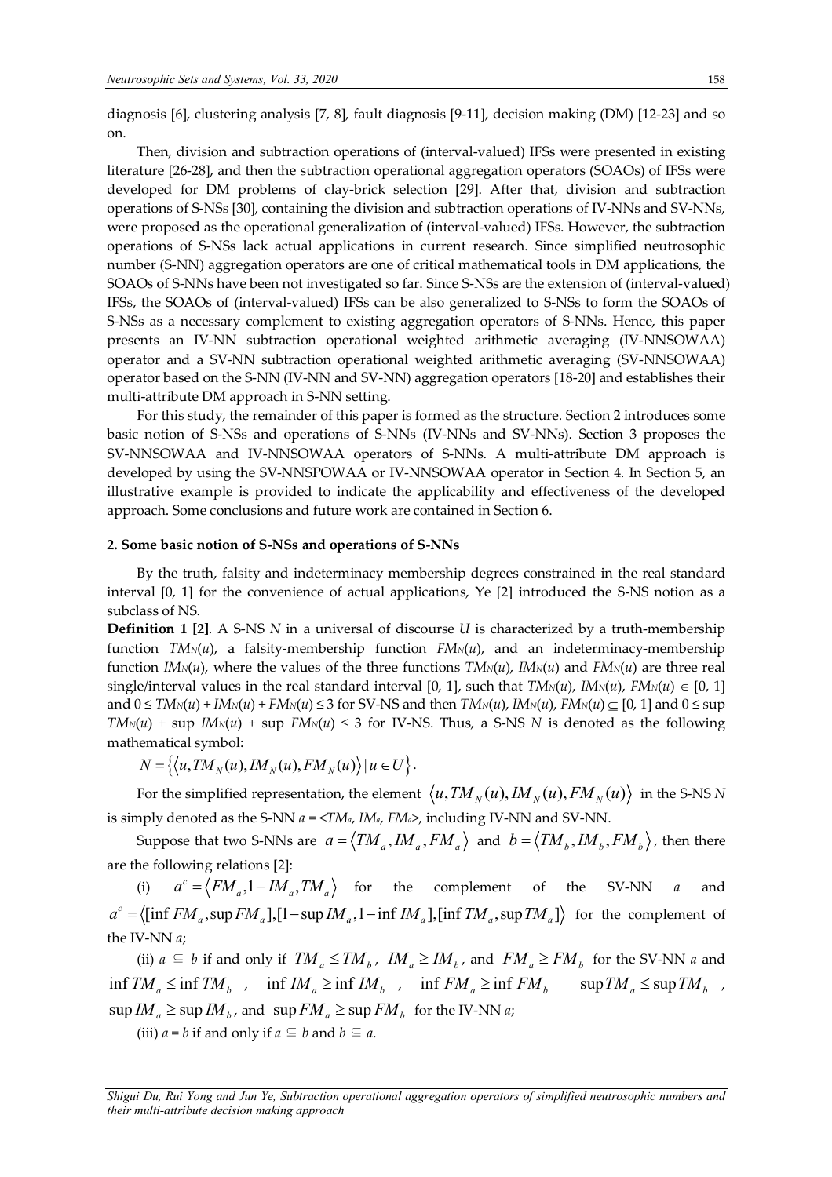diagnosis [6], clustering analysis [7, 8], fault diagnosis [9-11], decision making (DM) [12-23] and so on.

Then, division and subtraction operations of (interval-valued) IFSs were presented in existing literature [26-28], and then the subtraction operational aggregation operators (SOAOs) of IFSs were developed for DM problems of clay-brick selection [29]. After that, division and subtraction operations of S-NSs [30], containing the division and subtraction operations of IV-NNs and SV-NNs, were proposed as the operational generalization of (interval-valued) IFSs. However, the subtraction operations of S-NSs lack actual applications in current research. Since simplified neutrosophic number (S-NN) aggregation operators are one of critical mathematical tools in DM applications, the SOAOs of S-NNs have been not investigated so far. Since S-NSs are the extension of (interval-valued) IFSs, the SOAOs of (interval-valued) IFSs can be also generalized to S-NSs to form the SOAOs of S-NSs as a necessary complement to existing aggregation operators of S-NNs. Hence, this paper presents an IV-NN subtraction operational weighted arithmetic averaging (IV-NNSOWAA) operator and a SV-NN subtraction operational weighted arithmetic averaging (SV-NNSOWAA) operator based on the S-NN (IV-NN and SV-NN) aggregation operators [18-20] and establishes their multi-attribute DM approach in S-NN setting.

For this study, the remainder of this paper is formed as the structure. Section 2 introduces some basic notion of S-NSs and operations of S-NNs (IV-NNs and SV-NNs). Section 3 proposes the SV-NNSOWAA and IV-NNSOWAA operators of S-NNs. A multi-attribute DM approach is developed by using the SV-NNSPOWAA or IV-NNSOWAA operator in Section 4. In Section 5, an illustrative example is provided to indicate the applicability and effectiveness of the developed approach. Some conclusions and future work are contained in Section 6.

## 2. Some basic notion of S-NSs and operations of S-NNs

By the truth, falsity and indeterminacy membership degrees constrained in the real standard interval [0, 1] for the convenience of actual applications, Ye [2] introduced the S-NS notion as a subclass of NS.

**Definition 1 [2]**. A S-NS $N$ in a universal of discourse $U$ is characterized by a truth-membership function $TM_N(u)$, a falsity-membership function $FM_N(u)$, and an indeterminacy-membership function $IM_N(u)$, where the values of the three functions $TM_N(u)$, $IM_N(u)$ and $FM_N(u)$ are three real single/interval values in the real standard interval [0, 1], such that $TM_N(u)$, $IM_N(u)$, $FM_N(u) \in [0, 1]$ and $0 \le TM_N(u) + IM_N(u) + FM_N(u) \le 3$ for SV-NS and then $TM_N(u)$, $IM_N(u)$, $FM_N(u) \subseteq [0, 1]$ and $0 \le \sup TM_N(u) + \sup IM_N(u) + \sup FM_N(u) \le 3$ for IV-NS. Thus, a S-NS $N$ is denoted as the following mathematical symbol:

$$N = \left\{ \left\langle u, TM_N(u), IM_N(u), FM_N(u) \right\rangle | u \in U \right\}.$$

For the simplified representation, the element $\left\langle u, TM_N(u), IM_N(u), FM_N(u) \right\rangle$ in the S-NS $N$ is simply denoted as the S-NN $a = \langle TM_a, IM_a, FM_a \rangle$, including IV-NN and SV-NN.

Suppose that two S-NNs are $a = \left\langle TM_a, IM_a, FM_a \right\rangle$ and $b = \left\langle TM_b, IM_b, FM_b \right\rangle$, then there are the following relations [2]:

(i) $a^c = \left\langle FM_a, 1 - IM_a, TM_a \right\rangle$ for the complement of the SV-NN $a$ and $a^c = \left\langle [\inf FM_a, \sup FM_a], [1 - \sup IM_a, 1 - \inf IM_a], [\inf TM_a, \sup TM_a] \right\rangle$ for the complement of the IV-NN $a$;

(ii) $a \subseteq b$ if and only if $TM_a \le TM_b$, $IM_a \ge IM_b$, and $FM_a \ge FM_b$ for the SV-NN $a$ and $\inf TM_a \le \inf TM_b$, $\inf IM_a \ge \inf IM_b$, $\inf FM_a \ge \inf FM_b$ $\sup TM_a \le \sup TM_b$, $\sup IM_a \ge \sup IM_b$, and $\sup FM_a \ge \sup FM_b$ for the IV-NN $a$;

(iii) $a = b$ if and only if $a \subseteq b$ and $b \subseteq a$.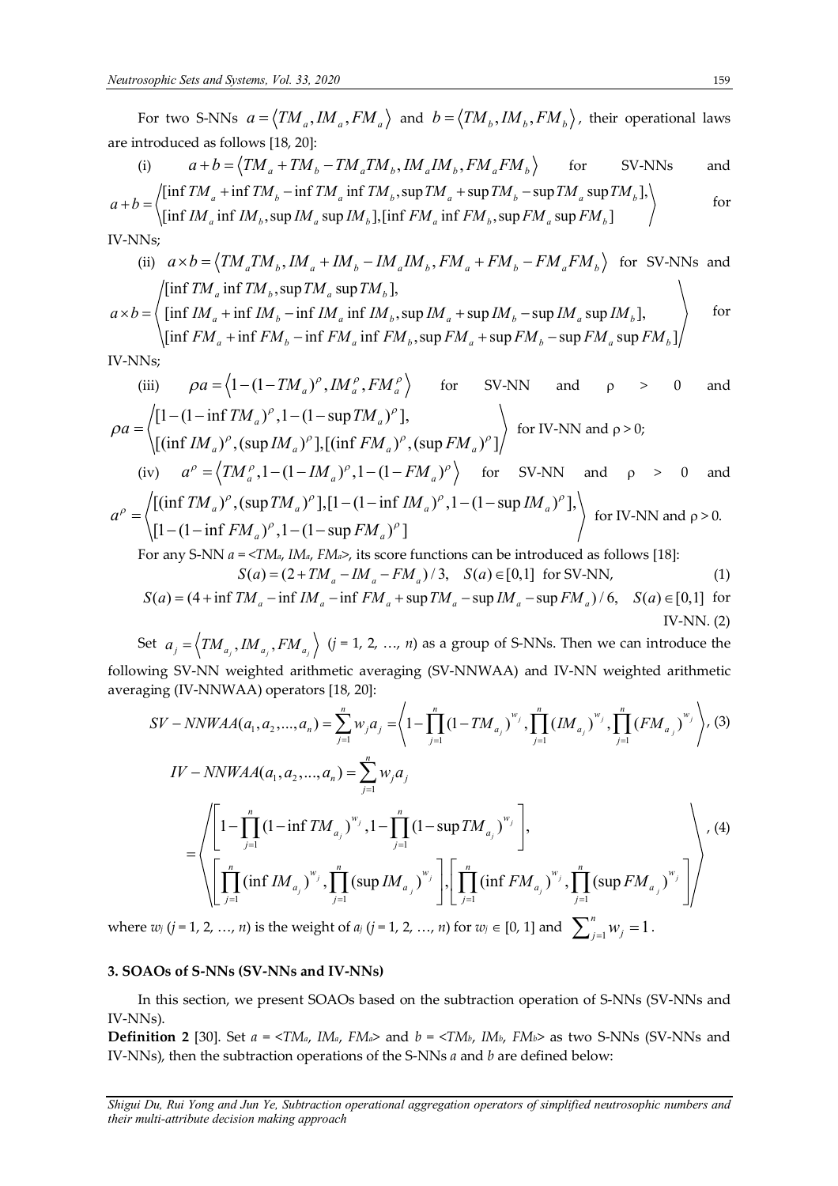For two S-NNs $a = \langle TM_a, IM_a, FM_a \rangle$ and $b = \langle TM_b, IM_b, FM_b \rangle$, their operational laws are introduced as follows [18, 20]:

(i) $a + b = \langle TM_a + TM_b - TM_a TM_b, IM_a IM_b, FM_a FM_b \rangle$ for SV-NNs and

$$a + b = \left\langle \begin{matrix} [\inf TM_a + \inf TM_b - \inf TM_a \inf TM_b, \sup TM_a + \sup TM_b - \sup TM_a \sup TM_b], \\ [\inf IM_a \inf IM_b, \sup IM_a \sup IM_b], [\inf FM_a \inf FM_b, \sup FM_a \sup FM_b] \end{matrix} \right\rangle$$

for IV-NNs;

(ii) $a \times b = \langle TM_a TM_b, IM_a + IM_b - IM_a IM_b, FM_a + FM_b - FM_a FM_b \rangle$ for SV-NNs and

$$a \times b = \left\langle \begin{matrix} [\inf TM_a \inf TM_b, \sup TM_a \sup TM_b], \\ [\inf IM_a + \inf IM_b - \inf IM_a \inf IM_b, \sup IM_a + \sup IM_b - \sup IM_a \sup IM_b], \\ [\inf FM_a + \inf FM_b - \inf FM_a \inf FM_b, \sup FM_a + \sup FM_b - \sup FM_a \sup FM_b] \end{matrix} \right\rangle$$

for IV-NNs;

(iii) $\rho a = \langle 1 - (1 - TM_a)^\rho, IM_a^\rho, FM_a^\rho \rangle$ for SV-NN and ρ > 0 and

$$\rho a = \left\langle \begin{matrix} [1 - (1 - \inf TM_a)^\rho, 1 - (1 - \sup TM_a)^\rho], \\ [(\inf IM_a)^\rho, (\sup IM_a)^\rho], [(\inf FM_a)^\rho, (\sup FM_a)^\rho] \end{matrix} \right\rangle$$ for IV-NN and ρ > 0;

(iv) $a^\rho = \langle TM_a^\rho, 1 - (1 - IM_a)^\rho, 1 - (1 - FM_a)^\rho \rangle$ for SV-NN and ρ > 0 and

$$a^\rho = \left\langle \begin{matrix} [(\inf TM_a)^\rho, (\sup TM_a)^\rho], [1 - (1 - \inf IM_a)^\rho, 1 - (1 - \sup IM_a)^\rho], \\ [1 - (1 - \inf FM_a)^\rho, 1 - (1 - \sup FM_a)^\rho] \end{matrix} \right\rangle$$ for IV-NN and ρ > 0.

For any S-NN $a = \langle TM_a, IM_a, FM_a \rangle$, its score functions can be introduced as follows [18]:

$$S(a) = (2 + TM_a - IM_a - FM_a)/3, \quad S(a) \in [0,1] \text{ for SV-NN}, \tag{1}$$

$$S(a) = (4 + \inf TM_a - \inf IM_a - \inf FM_a + \sup TM_a - \sup IM_a - \sup FM_a)/6, \quad S(a) \in [0,1] \text{ for IV-NN}. \tag{2}$$

Set $a_j = \langle TM_{a_j}, IM_{a_j}, FM_{a_j} \rangle$ ($j$ = 1, 2, …, $n$) as a group of S-NNs. Then we can introduce the following SV-NN weighted arithmetic averaging (SV-NNWAA) and IV-NN weighted arithmetic averaging (IV-NNWAA) operators [18, 20]:

$$SV - NNWAA(a_1, a_2, ..., a_n) = \sum_{j=1}^n w_j a_j = \left\langle 1 - \prod_{j=1}^n (1 - TM_{a_j})^{w_j}, \prod_{j=1}^n (IM_{a_j})^{w_j}, \prod_{j=1}^n (FM_{a_j})^{w_j} \right\rangle, \tag{3}$$

$$IV - NNWAA(a_1, a_2, ..., a_n) = \sum_{j=1}^n w_j a_j$$

$$= \left\langle \begin{matrix} \left[ 1 - \prod_{j=1}^n (1 - \inf TM_{a_j})^{w_j}, 1 - \prod_{j=1}^n (1 - \sup TM_{a_j})^{w_j} \right], \\ \left[ \prod_{j=1}^n (\inf IM_{a_j})^{w_j}, \prod_{j=1}^n (\sup IM_{a_j})^{w_j} \right], \left[ \prod_{j=1}^n (\inf FM_{a_j})^{w_j}, \prod_{j=1}^n (\sup FM_{a_j})^{w_j} \right] \end{matrix} \right\rangle, \tag{4}$$

where $w_j$ ($j$ = 1, 2, …, $n$) is the weight of $a_j$ ($j$ = 1, 2, …, $n$) for $w_j \in [0, 1]$ and $\sum_{j=1}^n w_j = 1$.

## 3. SOAOs of S-NNs (SV-NNs and IV-NNs)

In this section, we present SOAOs based on the subtraction operation of S-NNs (SV-NNs and IV-NNs).

**Definition 2** [30]. Set $a = \langle TM_a, IM_a, FM_a \rangle$ and $b = \langle TM_b, IM_b, FM_b \rangle$ as two S-NNs (SV-NNs and IV-NNs), then the subtraction operations of the S-NNs $a$ and $b$ are defined below: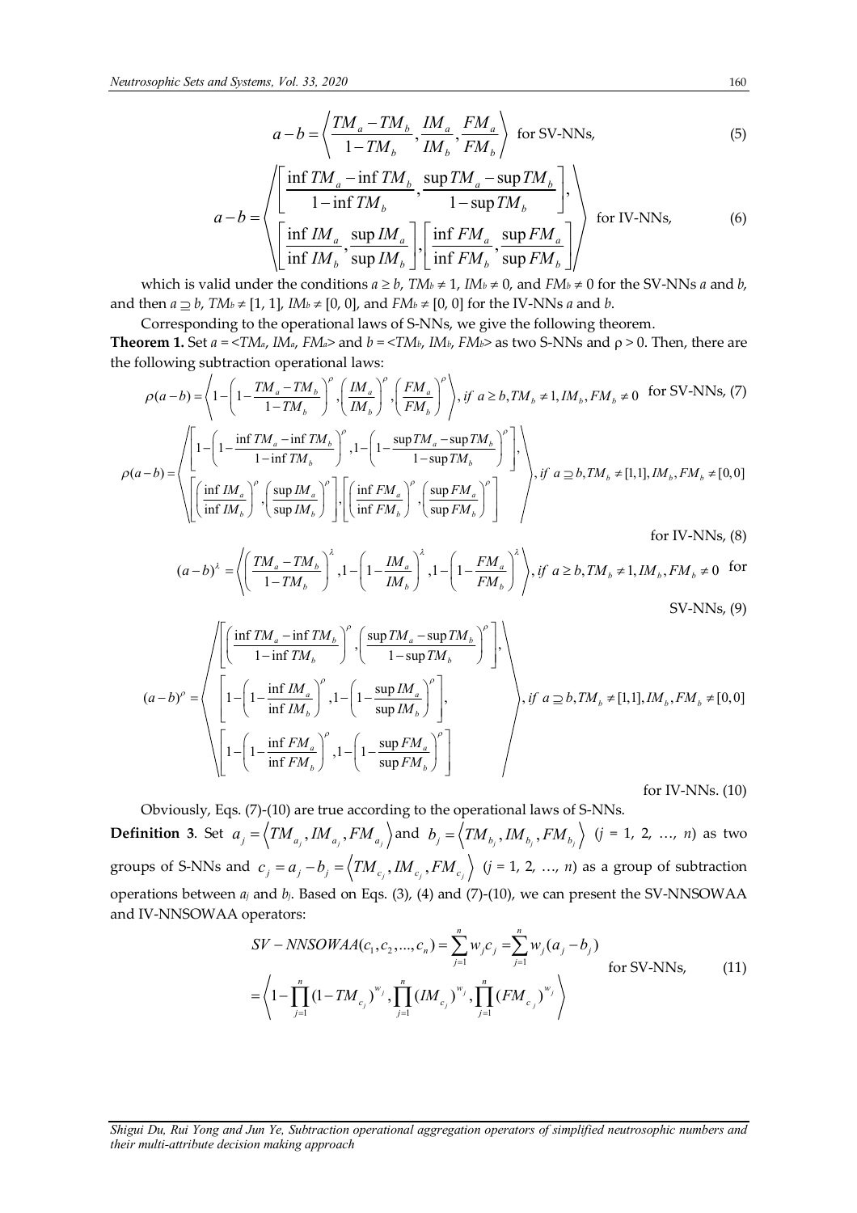$$a-b=\left\langle \frac{TM_a-TM_b}{1-TM_b},\frac{IM_a}{IM_b},\frac{FM_a}{FM_b}\right\rangle \text{ for SV-NNs,} \tag{5}$$

$$a-b=\left\langle \begin{array}{l}\left[\dfrac{\inf TM_a-\inf TM_b}{1-\inf TM_b},\dfrac{\sup TM_a-\sup TM_b}{1-\sup TM_b}\right],\\ \left[\dfrac{\inf IM_a}{\inf IM_b},\dfrac{\sup IM_a}{\sup IM_b}\right],\left[\dfrac{\inf FM_a}{\inf FM_b},\dfrac{\sup FM_a}{\sup FM_b}\right]\end{array}\right\rangle \text{ for IV-NNs,} \tag{6}$$

which is valid under the conditions $a \geq b$, $TM_b \neq 1$, $IM_b \neq 0$, and $FM_b \neq 0$ for the SV-NNs $a$ and $b$, and then $a \supseteq b$, $TM_b \neq [1, 1]$, $IM_b \neq [0, 0]$, and $FM_b \neq [0, 0]$ for the IV-NNs $a$ and $b$.

Corresponding to the operational laws of S-NNs, we give the following theorem.

**Theorem 1.** Set $a = <TM_a, IM_a, FM_a>$ and $b = <TM_b, IM_b, FM_b>$ as two S-NNs and $\rho > 0$. Then, there are the following subtraction operational laws:

$$\rho(a-b)=\left\langle 1-\left(1-\frac{TM_a-TM_b}{1-TM_b}\right)^{\rho},\left(\frac{IM_a}{IM_b}\right)^{\rho},\left(\frac{FM_a}{FM_b}\right)^{\rho}\right\rangle, \text{if } a\geq b, TM_b\neq 1, IM_b, FM_b\neq 0 \text{ for SV-NNs,} \tag{7}$$

$$\rho(a-b)=\left\langle \begin{array}{l}\left[1-\left(1-\dfrac{\inf TM_a-\inf TM_b}{1-\inf TM_b}\right)^{\rho},1-\left(1-\dfrac{\sup TM_a-\sup TM_b}{1-\sup TM_b}\right)^{\rho}\right],\\ \left[\left(\dfrac{\inf IM_a}{\inf IM_b}\right)^{\rho},\left(\dfrac{\sup IM_a}{\sup IM_b}\right)^{\rho}\right],\left[\left(\dfrac{\inf FM_a}{\inf FM_b}\right)^{\rho},\left(\dfrac{\sup FM_a}{\sup FM_b}\right)^{\rho}\right]\end{array}\right\rangle, \text{if } a\supseteq b, TM_b\neq[1,1], IM_b, FM_b\neq[0,0] \text{ for IV-NNs,} \tag{8}$$

$$(a-b)^{\lambda}=\left\langle \left(\frac{TM_a-TM_b}{1-TM_b}\right)^{\lambda},1-\left(1-\frac{IM_a}{IM_b}\right)^{\lambda},1-\left(1-\frac{FM_a}{FM_b}\right)^{\lambda}\right\rangle, \text{if } a\geq b, TM_b\neq 1, IM_b, FM_b\neq 0 \text{ for SV-NNs,} \tag{9}$$

$$(a-b)^{\rho}=\left\langle \begin{array}{l}\left[\left(\dfrac{\inf TM_a-\inf TM_b}{1-\inf TM_b}\right)^{\rho},\left(\dfrac{\sup TM_a-\sup TM_b}{1-\sup TM_b}\right)^{\rho}\right],\\ \left[1-\left(1-\dfrac{\inf IM_a}{\inf IM_b}\right)^{\rho},1-\left(1-\dfrac{\sup IM_a}{\sup IM_b}\right)^{\rho}\right],\\ \left[1-\left(1-\dfrac{\inf FM_a}{\inf FM_b}\right)^{\rho},1-\left(1-\dfrac{\sup FM_a}{\sup FM_b}\right)^{\rho}\right]\end{array}\right\rangle, \text{if } a\supseteq b, TM_b\neq[1,1], IM_b, FM_b\neq[0,0] \text{ for IV-NNs.} \tag{10}$$

Obviously, Eqs. (7)-(10) are true according to the operational laws of S-NNs.

**Definition 3**. Set $a_j = \left\langle TM_{a_j}, IM_{a_j}, FM_{a_j}\right\rangle$ and $b_j = \left\langle TM_{b_j}, IM_{b_j}, FM_{b_j}\right\rangle$ ($j$ = 1, 2, …, $n$) as two groups of S-NNs and $c_j = a_j - b_j = \left\langle TM_{c_j}, IM_{c_j}, FM_{c_j}\right\rangle$ ($j$ = 1, 2, …, $n$) as a group of subtraction operations between $a_j$ and $b_j$. Based on Eqs. (3), (4) and (7)-(10), we can present the SV-NNSOWAA and IV-NNSOWAA operators:

$$\begin{aligned} SV-NNSOWAA(c_1,c_2,...,c_n) &= \sum_{j=1}^{n} w_j c_j = \sum_{j=1}^{n} w_j (a_j - b_j) \\ &= \left\langle 1-\prod_{j=1}^{n}(1-TM_{c_j})^{w_j}, \prod_{j=1}^{n}(IM_{c_j})^{w_j}, \prod_{j=1}^{n}(FM_{c_j})^{w_j}\right\rangle \end{aligned} \quad \text{for SV-NNs,} \tag{11}$$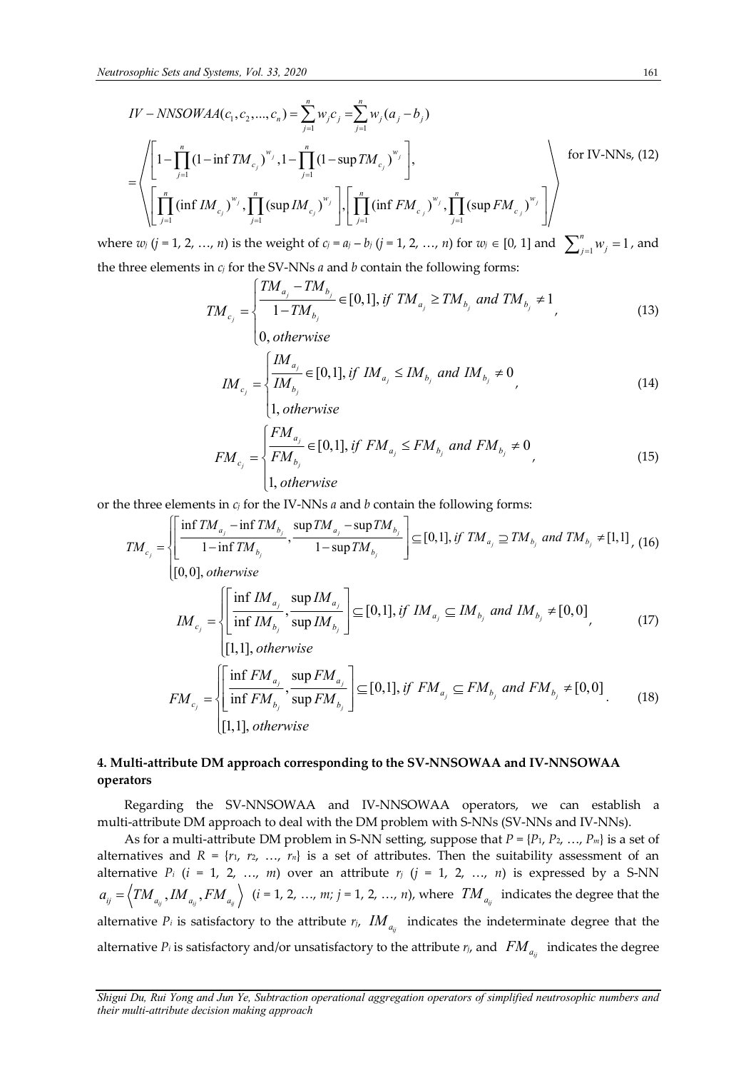$$IV-NNSOWAA(c_1,c_2,...,c_n)=\sum_{j=1}^{n}w_jc_j=\sum_{j=1}^{n}w_j(a_j-b_j)$$

$$=\left\langle \begin{array}{l}\left[1-\prod_{j=1}^{n}(1-\inf TM_{c_j})^{w_j},1-\prod_{j=1}^{n}(1-\sup TM_{c_j})^{w_j}\right],\\ \left[\prod_{j=1}^{n}(\inf IM_{c_j})^{w_j},\prod_{j=1}^{n}(\sup IM_{c_j})^{w_j}\right],\left[\prod_{j=1}^{n}(\inf FM_{c_j})^{w_j},\prod_{j=1}^{n}(\sup FM_{c_j})^{w_j}\right]\end{array}\right\rangle \text{ for IV-NNs, (12)}$$

where $w_j$ ($j$ = 1, 2, …, $n$) is the weight of $c_j = a_j - b_j$ ($j$ = 1, 2, …, $n$) for $w_j \in [0, 1]$ and $\sum_{j=1}^{n} w_j = 1$, and the three elements in $c_j$ for the SV-NNs $a$ and $b$ contain the following forms:

$$TM_{c_j}=\begin{cases}\dfrac{TM_{a_j}-TM_{b_j}}{1-TM_{b_j}}\in[0,1], & if\ TM_{a_j}\ge TM_{b_j}\ and\ TM_{b_j}\ne 1\\ 0, & otherwise\end{cases}, \tag{13}$$

$$IM_{c_j}=\begin{cases}\dfrac{IM_{a_j}}{IM_{b_j}}\in[0,1], & if\ IM_{a_j}\le IM_{b_j}\ and\ IM_{b_j}\ne 0\\ 1, & otherwise\end{cases}, \tag{14}$$

$$FM_{c_j}=\begin{cases}\dfrac{FM_{a_j}}{FM_{b_j}}\in[0,1], & if\ FM_{a_j}\le FM_{b_j}\ and\ FM_{b_j}\ne 0\\ 1, & otherwise\end{cases}, \tag{15}$$

or the three elements in $c_j$ for the IV-NNs $a$ and $b$ contain the following forms:

$$TM_{c_j}=\begin{cases}\left[\dfrac{\inf TM_{a_j}-\inf TM_{b_j}}{1-\inf TM_{b_j}},\dfrac{\sup TM_{a_j}-\sup TM_{b_j}}{1-\sup TM_{b_j}}\right]\subseteq[0,1], & if\ TM_{a_j}\supseteq TM_{b_j}\ and\ TM_{b_j}\ne[1,1]\\ [0,0], & otherwise\end{cases}, \tag{16}$$

$$IM_{c_j}=\begin{cases}\left[\dfrac{\inf IM_{a_j}}{\inf IM_{b_j}},\dfrac{\sup IM_{a_j}}{\sup IM_{b_j}}\right]\subseteq[0,1], & if\ IM_{a_j}\subseteq IM_{b_j}\ and\ IM_{b_j}\ne[0,0]\\ [1,1], & otherwise\end{cases}, \tag{17}$$

$$FM_{c_j}=\begin{cases}\left[\dfrac{\inf FM_{a_j}}{\inf FM_{b_j}},\dfrac{\sup FM_{a_j}}{\sup FM_{b_j}}\right]\subseteq[0,1], & if\ FM_{a_j}\subseteq FM_{b_j}\ and\ FM_{b_j}\ne[0,0]\\ [1,1], & otherwise\end{cases}. \tag{18}$$

## 4. Multi-attribute DM approach corresponding to the SV-NNSOWAA and IV-NNSOWAA operators

Regarding the SV-NNSOWAA and IV-NNSOWAA operators, we can establish a multi-attribute DM approach to deal with the DM problem with S-NNs (SV-NNs and IV-NNs).

As for a multi-attribute DM problem in S-NN setting, suppose that $P = \{P_1, P_2, …, P_m\}$ is a set of alternatives and $R = \{r_1, r_2, …, r_n\}$ is a set of attributes. Then the suitability assessment of an alternative $P_i$ ($i$ = 1, 2, …, $m$) over an attribute $r_j$ ($j$ = 1, 2, …, $n$) is expressed by a S-NN $a_{ij} = \langle TM_{a_{ij}}, IM_{a_{ij}}, FM_{a_{ij}} \rangle$ ($i$ = 1, 2, …, $m$; $j$ = 1, 2, …, $n$), where $TM_{a_{ij}}$ indicates the degree that the alternative $P_i$ is satisfactory to the attribute $r_j$, $IM_{a_{ij}}$ indicates the indeterminate degree that the alternative $P_i$ is satisfactory and/or unsatisfactory to the attribute $r_j$, and $FM_{a_{ij}}$ indicates the degree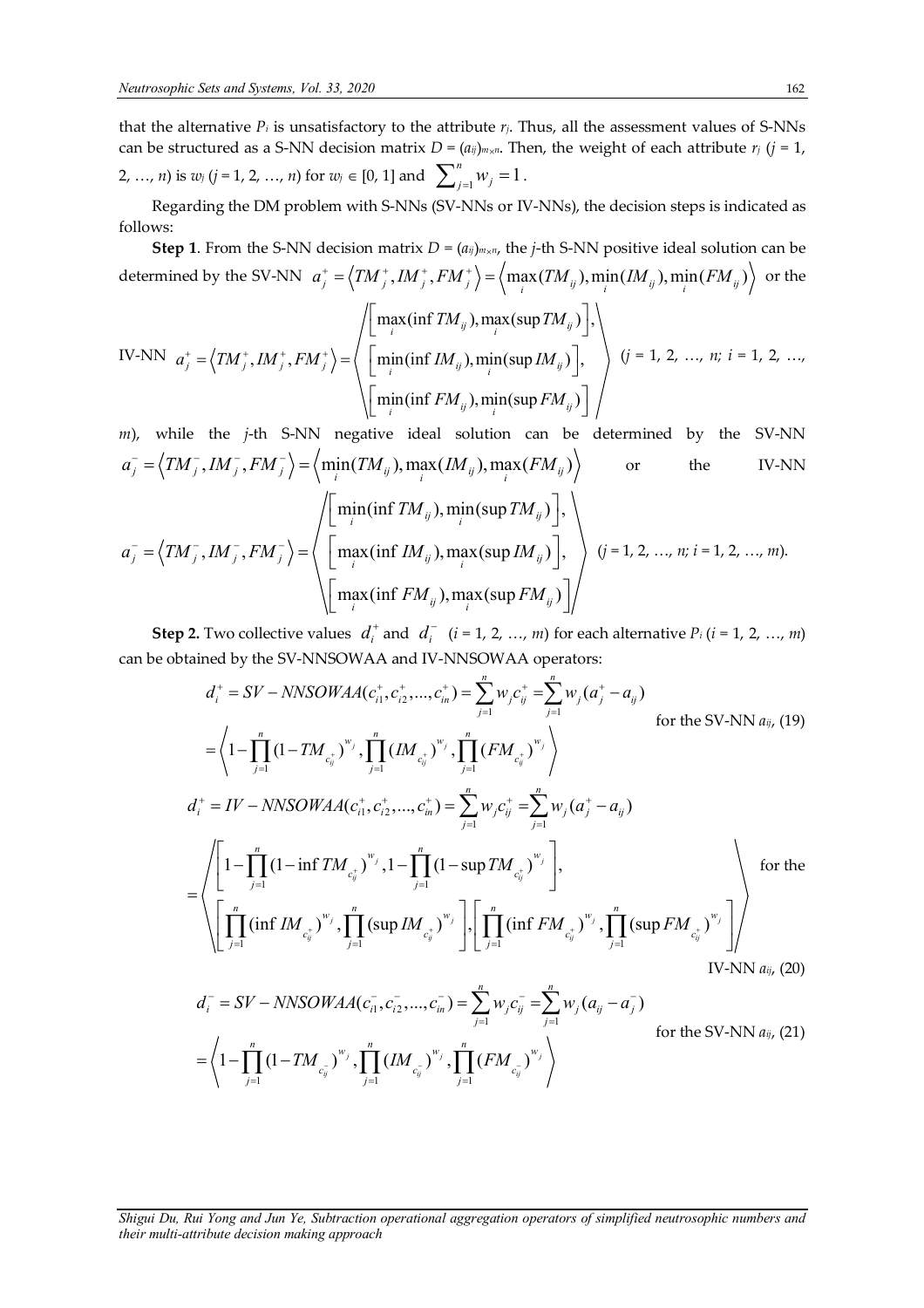that the alternative $P_i$ is unsatisfactory to the attribute $r_j$. Thus, all the assessment values of S-NNs can be structured as a S-NN decision matrix $D = (a_{ij})_{m\times n}$. Then, the weight of each attribute $r_j$ ($j$ = 1, 2, …, $n$) is $w_j$ ($j$ = 1, 2, …, $n$) for $w_j \in [0, 1]$ and $\sum_{j=1}^{n} w_j = 1$.

Regarding the DM problem with S-NNs (SV-NNs or IV-NNs), the decision steps is indicated as follows:

**Step 1**. From the S-NN decision matrix $D = (a_{ij})_{m\times n}$, the $j$-th S-NN positive ideal solution can be determined by the SV-NN $a_j^+ = \langle TM_j^+, IM_j^+, FM_j^+ \rangle = \langle \max_i(TM_{ij}), \min_i(IM_{ij}), \min_i(FM_{ij}) \rangle$ or the IV-NN

$$a_j^+ = \langle TM_j^+, IM_j^+, FM_j^+ \rangle = \left\langle \begin{matrix} \left[\max_i(\inf TM_{ij}), \max_i(\sup TM_{ij})\right], \\ \left[\min_i(\inf IM_{ij}), \min_i(\sup IM_{ij})\right], \\ \left[\min_i(\inf FM_{ij}), \min_i(\sup FM_{ij})\right] \end{matrix} \right\rangle$$

($j$ = 1, 2, …, $n$; $i$ = 1, 2, …, $m$), while the $j$-th S-NN negative ideal solution can be determined by the SV-NN $a_j^- = \langle TM_j^-, IM_j^-, FM_j^- \rangle = \langle \min_i(TM_{ij}), \max_i(IM_{ij}), \max_i(FM_{ij}) \rangle$ or the IV-NN

$$a_j^- = \langle TM_j^-, IM_j^-, FM_j^- \rangle = \left\langle \begin{matrix} \left[\min_i(\inf TM_{ij}), \min_i(\sup TM_{ij})\right], \\ \left[\max_i(\inf IM_{ij}), \max_i(\sup IM_{ij})\right], \\ \left[\max_i(\inf FM_{ij}), \max_i(\sup FM_{ij})\right] \end{matrix} \right\rangle$$

($j$ = 1, 2, …, $n$; $i$ = 1, 2, …, $m$).

**Step 2.** Two collective values $d_i^+$ and $d_i^-$ ($i$ = 1, 2, …, $m$) for each alternative $P_i$ ($i$ = 1, 2, …, $m$) can be obtained by the SV-NNSOWAA and IV-NNSOWAA operators:

$$d_i^+ = SV-NNSOWAA(c_{i1}^+, c_{i2}^+, ..., c_{in}^+) = \sum_{j=1}^{n} w_j c_{ij}^+ = \sum_{j=1}^{n} w_j (a_j^+ - a_{ij}) = \left\langle 1 - \prod_{j=1}^{n}(1 - TM_{c_{ij}^+})^{w_j}, \prod_{j=1}^{n}(IM_{c_{ij}^+})^{w_j}, \prod_{j=1}^{n}(FM_{c_{ij}^+})^{w_j} \right\rangle \quad \text{for the SV-NN } a_{ij}, \ (19)$$

$$d_i^+ = IV-NNSOWAA(c_{i1}^+, c_{i2}^+, ..., c_{in}^+) = \sum_{j=1}^{n} w_j c_{ij}^+ = \sum_{j=1}^{n} w_j (a_j^+ - a_{ij})$$
$$= \left\langle \begin{matrix} \left[1 - \prod_{j=1}^{n}(1 - \inf TM_{c_{ij}^+})^{w_j}, 1 - \prod_{j=1}^{n}(1 - \sup TM_{c_{ij}^+})^{w_j}\right], \\ \left[\prod_{j=1}^{n}(\inf IM_{c_{ij}^+})^{w_j}, \prod_{j=1}^{n}(\sup IM_{c_{ij}^+})^{w_j}\right], \left[\prod_{j=1}^{n}(\inf FM_{c_{ij}^+})^{w_j}, \prod_{j=1}^{n}(\sup FM_{c_{ij}^+})^{w_j}\right] \end{matrix} \right\rangle \quad \text{for the IV-NN } a_{ij}, \ (20)$$

$$d_i^- = SV-NNSOWAA(c_{i1}^-, c_{i2}^-, ..., c_{in}^-) = \sum_{j=1}^{n} w_j c_{ij}^- = \sum_{j=1}^{n} w_j (a_{ij} - a_j^-) = \left\langle 1 - \prod_{j=1}^{n}(1 - TM_{c_{ij}^-})^{w_j}, \prod_{j=1}^{n}(IM_{c_{ij}^-})^{w_j}, \prod_{j=1}^{n}(FM_{c_{ij}^-})^{w_j} \right\rangle \quad \text{for the SV-NN } a_{ij}, \ (21)$$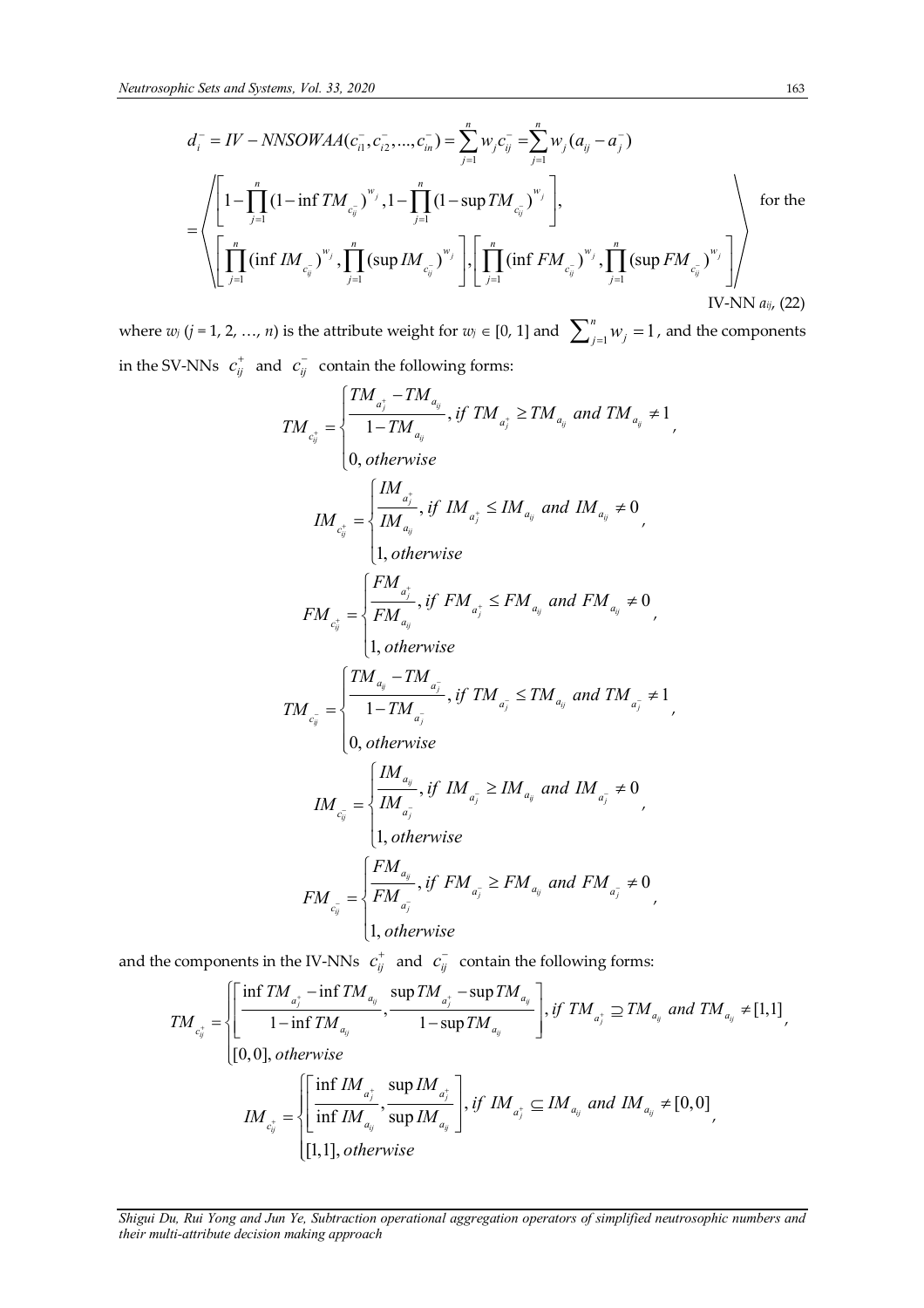$$d_i^- = IV-NNSOWAA(c_{i1}^-, c_{i2}^-, ..., c_{in}^-) = \sum_{j=1}^{n} w_j c_{ij}^- = \sum_{j=1}^{n} w_j (a_{ij} - a_j^-)$$

$$= \left\langle \begin{array}{l} \left[1-\prod_{j=1}^{n}(1-\inf TM_{c_{ij}^-})^{w_j}, 1-\prod_{j=1}^{n}(1-\sup TM_{c_{ij}^-})^{w_j}\right], \\ \left[\prod_{j=1}^{n}(\inf IM_{c_{ij}^-})^{w_j}, \prod_{j=1}^{n}(\sup IM_{c_{ij}^-})^{w_j}\right], \left[\prod_{j=1}^{n}(\inf FM_{c_{ij}^-})^{w_j}, \prod_{j=1}^{n}(\sup FM_{c_{ij}^-})^{w_j}\right] \end{array} \right\rangle \text{ for the IV-NN } a_{ij}, \quad (22)$$

where $w_j$ ($j$ = 1, 2, …, $n$) is the attribute weight for $w_j \in [0, 1]$ and $\sum_{j=1}^{n} w_j = 1$, and the components in the SV-NNs $c_{ij}^+$ and $c_{ij}^-$ contain the following forms:

$$TM_{c_{ij}^+} = \begin{cases} \dfrac{TM_{a_j^+} - TM_{a_{ij}}}{1 - TM_{a_{ij}}}, & if\ TM_{a_j^+} \ge TM_{a_{ij}}\ and\ TM_{a_{ij}} \ne 1 \\ 0, & otherwise \end{cases},$$

$$IM_{c_{ij}^+} = \begin{cases} \dfrac{IM_{a_j^+}}{IM_{a_{ij}}}, & if\ IM_{a_j^+} \le IM_{a_{ij}}\ and\ IM_{a_{ij}} \ne 0 \\ 1, & otherwise \end{cases},$$

$$FM_{c_{ij}^+} = \begin{cases} \dfrac{FM_{a_j^+}}{FM_{a_{ij}}}, & if\ FM_{a_j^+} \le FM_{a_{ij}}\ and\ FM_{a_{ij}} \ne 0 \\ 1, & otherwise \end{cases},$$

$$TM_{c_{ij}^-} = \begin{cases} \dfrac{TM_{a_{ij}} - TM_{a_j^-}}{1 - TM_{a_j^-}}, & if\ TM_{a_j^-} \le TM_{a_{ij}}\ and\ TM_{a_j^-} \ne 1 \\ 0, & otherwise \end{cases},$$

$$IM_{c_{ij}^-} = \begin{cases} \dfrac{IM_{a_{ij}}}{IM_{a_j^-}}, & if\ IM_{a_j^-} \ge IM_{a_{ij}}\ and\ IM_{a_j^-} \ne 0 \\ 1, & otherwise \end{cases},$$

$$FM_{c_{ij}^-} = \begin{cases} \dfrac{FM_{a_{ij}}}{FM_{a_j^-}}, & if\ FM_{a_j^-} \ge FM_{a_{ij}}\ and\ FM_{a_j^-} \ne 0 \\ 1, & otherwise \end{cases},$$

and the components in the IV-NNs $c_{ij}^+$ and $c_{ij}^-$ contain the following forms:

$$TM_{c_{ij}^+} = \begin{cases} \left[\dfrac{\inf TM_{a_j^+} - \inf TM_{a_{ij}}}{1 - \inf TM_{a_{ij}}}, \dfrac{\sup TM_{a_j^+} - \sup TM_{a_{ij}}}{1 - \sup TM_{a_{ij}}}\right], & if\ TM_{a_j^+} \supseteq TM_{a_{ij}}\ and\ TM_{a_{ij}} \ne [1,1] \\ [0,0], & otherwise \end{cases},$$

$$IM_{c_{ij}^+} = \begin{cases} \left[\dfrac{\inf IM_{a_j^+}}{\inf IM_{a_{ij}}}, \dfrac{\sup IM_{a_j^+}}{\sup IM_{a_{ij}}}\right], & if\ IM_{a_j^+} \subseteq IM_{a_{ij}}\ and\ IM_{a_{ij}} \ne [0,0] \\ [1,1], & otherwise \end{cases},$$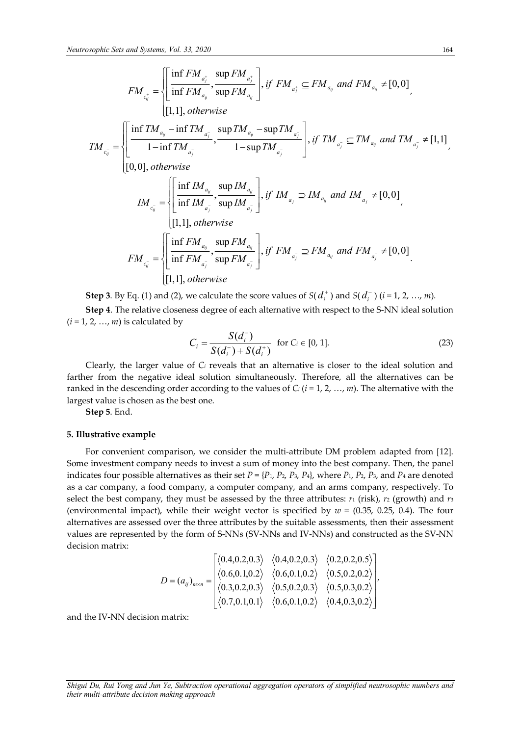$$FM_{c_{ij}^{+}} = \begin{cases} \left[ \dfrac{\inf FM_{a_j^{+}}}{\inf FM_{a_{ij}}}, \dfrac{\sup FM_{a_j^{+}}}{\sup FM_{a_{ij}}} \right], if\ FM_{a_j^{+}} \subseteq FM_{a_{ij}}\ and\ FM_{a_{ij}} \neq [0,0] \\ [1,1], otherwise \end{cases},$$

$$TM_{c_{ij}^{-}} = \begin{cases} \left[ \dfrac{\inf TM_{a_{ij}} - \inf TM_{a_j^{-}}}{1 - \inf TM_{a_j^{-}}}, \dfrac{\sup TM_{a_{ij}} - \sup TM_{a_j^{-}}}{1 - \sup TM_{a_j^{-}}} \right], if\ TM_{a_j^{-}} \subseteq TM_{a_{ij}}\ and\ TM_{a_j^{-}} \neq [1,1] \\ [0,0], otherwise \end{cases},$$

$$IM_{c_{ij}^{-}} = \begin{cases} \left[ \dfrac{\inf IM_{a_{ij}}}{\inf IM_{a_j^{-}}}, \dfrac{\sup IM_{a_{ij}}}{\sup IM_{a_j^{-}}} \right], if\ IM_{a_j^{-}} \supseteq IM_{a_{ij}}\ and\ IM_{a_j^{-}} \neq [0,0] \\ [1,1], otherwise \end{cases},$$

$$FM_{c_{ij}^{-}} = \begin{cases} \left[ \dfrac{\inf FM_{a_{ij}}}{\inf FM_{a_j^{-}}}, \dfrac{\sup FM_{a_{ij}}}{\sup FM_{a_j^{-}}} \right], if\ FM_{a_j^{-}} \supseteq FM_{a_{ij}}\ and\ FM_{a_j^{-}} \neq [0,0] \\ [1,1], otherwise \end{cases}.$$

**Step 3**. By Eq. (1) and (2), we calculate the score values of $S(d_i^{+})$ and $S(d_i^{-})$ ($i = 1, 2, \ldots, m$).

**Step 4**. The relative closeness degree of each alternative with respect to the S-NN ideal solution ($i = 1, 2, \ldots, m$) is calculated by

$$C_i = \frac{S(d_i^{-})}{S(d_i^{-}) + S(d_i^{+})} \quad \text{for } C_i \in [0, 1]. \tag{23}$$

Clearly, the larger value of $C_i$ reveals that an alternative is closer to the ideal solution and farther from the negative ideal solution simultaneously. Therefore, all the alternatives can be ranked in the descending order according to the values of $C_i$ ($i = 1, 2, \ldots, m$). The alternative with the largest value is chosen as the best one.

**Step 5**. End.

## 5. Illustrative example

For convenient comparison, we consider the multi-attribute DM problem adapted from [12]. Some investment company needs to invest a sum of money into the best company. Then, the panel indicates four possible alternatives as their set $P = \{P_1, P_2, P_3, P_4\}$, where $P_1$, $P_2$, $P_3$, and $P_4$ are denoted as a car company, a food company, a computer company, and an arms company, respectively. To select the best company, they must be assessed by the three attributes: $r_1$ (risk), $r_2$ (growth) and $r_3$ (environmental impact), while their weight vector is specified by $w = (0.35, 0.25, 0.4)$. The four alternatives are assessed over the three attributes by the suitable assessments, then their assessment values are represented by the form of S-NNs (SV-NNs and IV-NNs) and constructed as the SV-NN decision matrix:

$$D = (a_{ij})_{m \times n} = \begin{bmatrix} \langle 0.4, 0.2, 0.3 \rangle & \langle 0.4, 0.2, 0.3 \rangle & \langle 0.2, 0.2, 0.5 \rangle \\ \langle 0.6, 0.1, 0.2 \rangle & \langle 0.6, 0.1, 0.2 \rangle & \langle 0.5, 0.2, 0.2 \rangle \\ \langle 0.3, 0.2, 0.3 \rangle & \langle 0.5, 0.2, 0.3 \rangle & \langle 0.5, 0.3, 0.2 \rangle \\ \langle 0.7, 0.1, 0.1 \rangle & \langle 0.6, 0.1, 0.2 \rangle & \langle 0.4, 0.3, 0.2 \rangle \end{bmatrix},$$

and the IV-NN decision matrix: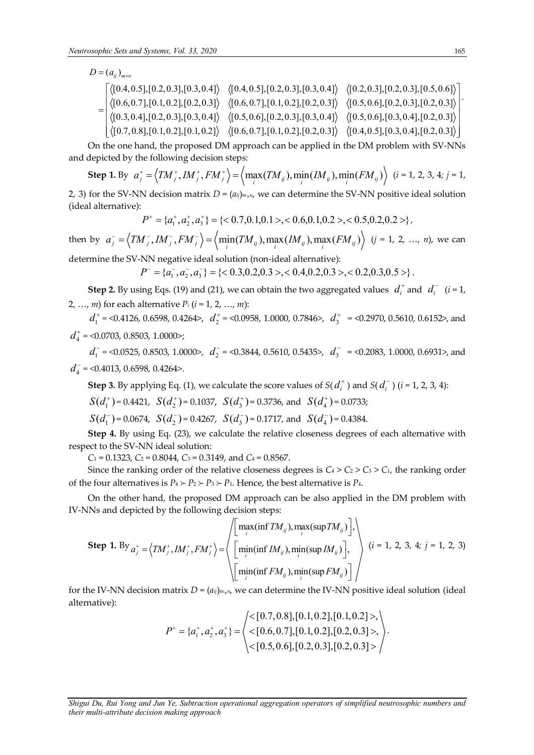$$D = (a_{ij})_{m\times n}$$

$$= \begin{bmatrix} \langle [0.4,0.5],[0.2,0.3],[0.3,0.4] \rangle & \langle [0.4,0.5],[0.2,0.3],[0.3,0.4] \rangle & \langle [0.2,0.3],[0.2,0.3],[0.5,0.6] \rangle \\ \langle [0.6,0.7],[0.1,0.2],[0.2,0.3] \rangle & \langle [0.6,0.7],[0.1,0.2],[0.2,0.3] \rangle & \langle [0.5,0.6],[0.2,0.3],[0.2,0.3] \rangle \\ \langle [0.3,0.4],[0.2,0.3],[0.3,0.4] \rangle & \langle [0.5,0.6],[0.2,0.3],[0.3,0.4] \rangle & \langle [0.5,0.6],[0.3,0.4],[0.2,0.3] \rangle \\ \langle [0.7,0.8],[0.1,0.2],[0.1,0.2] \rangle & \langle [0.6,0.7],[0.1,0.2],[0.2,0.3] \rangle & \langle [0.4,0.5],[0.3,0.4],[0.2,0.3] \rangle \end{bmatrix}.$$

On the one hand, the proposed DM approach can be applied in the DM problem with SV-NNs and depicted by the following decision steps:

**Step 1.** By $a_j^+ = \langle TM_j^+, IM_j^+, FM_j^+ \rangle = \langle \max_i(TM_{ij}), \min_i(IM_{ij}), \min_i(FM_{ij}) \rangle$ ($i$ = 1, 2, 3, 4; $j$ = 1, 2, 3) for the SV-NN decision matrix $D = (a_{ij})_{m\times n}$, we can determine the SV-NN positive ideal solution (ideal alternative):

$$P^+ = \{a_1^+, a_2^+, a_3^+\} = \{<0.7,0.1,0.1>, <0.6,0.1,0.2>, <0.5,0.2,0.2>\},$$

then by $a_j^- = \langle TM_j^-, IM_j^-, FM_j^- \rangle = \langle \min_i(TM_{ij}), \max_i(IM_{ij}), \max_i(FM_{ij}) \rangle$ ($j$ = 1, 2, …, $n$), we can determine the SV-NN negative ideal solution (non-ideal alternative):

$$P^- = \{a_1^-, a_2^-, a_3^-\} = \{<0.3,0.2,0.3>, <0.4,0.2,0.3>, <0.2,0.3,0.5>\}.$$

**Step 2.** By using Eqs. (19) and (21), we can obtain the two aggregated values $d_i^+$ and $d_i^-$ ($i$ = 1, 2, …, $m$) for each alternative $P_i$ ($i$ = 1, 2, …, $m$):

$d_1^+$ = <0.4126, 0.6598, 0.4264>, $d_2^+$ = <0.0958, 1.0000, 0.7846>, $d_3^+$ = <0.2970, 0.5610, 0.6152>, and $d_4^+$ = <0.0703, 0.8503, 1.0000>;

$d_1^-$ = <0.0525, 0.8503, 1.0000>, $d_2^-$ = <0.3844, 0.5610, 0.5435>, $d_3^-$ = <0.2083, 1.0000, 0.6931>, and $d_4^-$ = <0.4013, 0.6598, 0.4264>.

**Step 3.** By applying Eq. (1), we calculate the score values of $S(d_i^+)$ and $S(d_i^-)$ ($i$ = 1, 2, 3, 4):

$S(d_1^+)$ = 0.4421, $S(d_2^+)$ = 0.1037, $S(d_3^+)$ = 0.3736, and $S(d_4^+)$ = 0.0733;

$S(d_1^-)$ = 0.0674, $S(d_2^-)$ = 0.4267, $S(d_3^-)$ = 0.1717, and $S(d_4^-)$ = 0.4384.

**Step 4.** By using Eq. (23), we calculate the relative closeness degrees of each alternative with respect to the SV-NN ideal solution:

$C_1$ = 0.1323, $C_2$ = 0.8044, $C_3$ = 0.3149, and $C_4$ = 0.8567.

Since the ranking order of the relative closeness degrees is $C_4 > C_2 > C_3 > C_1$, the ranking order of the four alternatives is $P_4 \succ P_2 \succ P_3 \succ P_1$. Hence, the best alternative is $P_4$.

On the other hand, the proposed DM approach can be also applied in the DM problem with IV-NNs and depicted by the following decision steps:

**Step 1.** By $a_j^+ = \langle TM_j^+, IM_j^+, FM_j^+ \rangle = \left\langle \begin{array}{c} \left[\max_i(\inf TM_{ij}), \max_i(\sup TM_{ij})\right], \\ \left[\min_i(\inf IM_{ij}), \min_i(\sup IM_{ij})\right], \\ \left[\min_i(\inf FM_{ij}), \min_i(\sup FM_{ij})\right] \end{array} \right\rangle$ ($i$ = 1, 2, 3, 4; $j$ = 1, 2, 3) for the IV-NN decision matrix $D = (a_{ij})_{m\times n}$, we can determine the IV-NN positive ideal solution (ideal alternative):

$$P^+ = \{a_1^+, a_2^+, a_3^+\} = \left\langle \begin{array}{c} <[0.7,0.8],[0.1,0.2],[0.1,0.2]>, \\ <[0.6,0.7],[0.1,0.2],[0.2,0.3]>, \\ <[0.5,0.6],[0.2,0.3],[0.2,0.3]> \end{array} \right\rangle.$$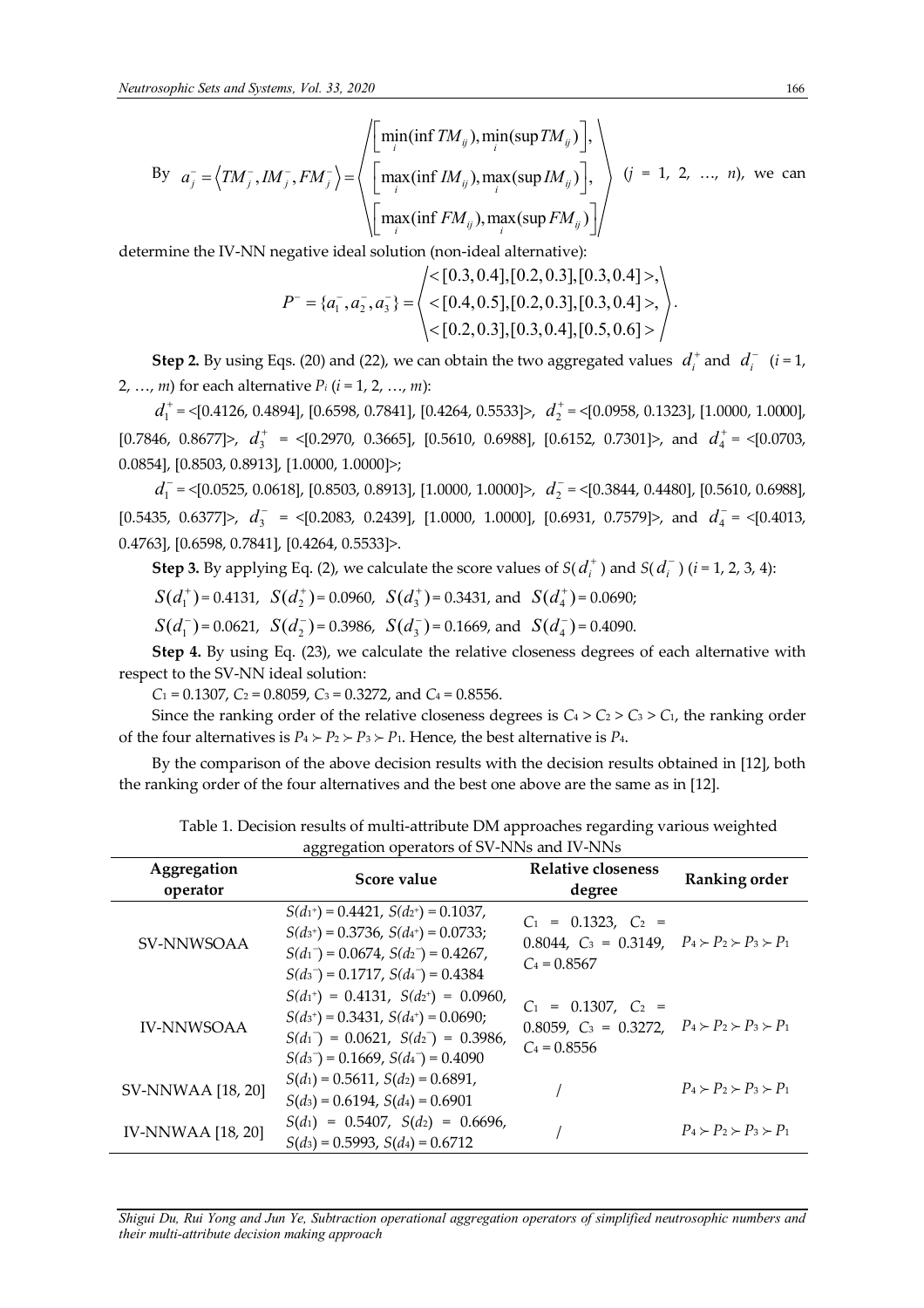By $a_j^- = \langle TM_j^-, IM_j^-, FM_j^- \rangle = \left\langle \begin{array}{l} \left[\min_i(\inf TM_{ij}), \min_i(\sup TM_{ij})\right], \\ \left[\max_i(\inf IM_{ij}), \max_i(\sup IM_{ij})\right], \\ \left[\max_i(\inf FM_{ij}), \max_i(\sup FM_{ij})\right] \end{array} \right\rangle$ ($j$ = 1, 2, …, $n$), we can determine the IV-NN negative ideal solution (non-ideal alternative):

$$P^- = \{a_1^-, a_2^-, a_3^-\} = \left\langle \begin{array}{l} <[0.3, 0.4],[0.2, 0.3],[0.3, 0.4]>, \\ <[0.4, 0.5],[0.2, 0.3],[0.3, 0.4]>, \\ <[0.2, 0.3],[0.3, 0.4],[0.5, 0.6]> \end{array} \right\rangle.$$

**Step 2.** By using Eqs. (20) and (22), we can obtain the two aggregated values $d_i^+$ and $d_i^-$ ($i$ = 1, 2, …, $m$) for each alternative $P_i$ ($i$ = 1, 2, …, $m$):

$d_1^+$ = <[0.4126, 0.4894], [0.6598, 0.7841], [0.4264, 0.5533]>, $d_2^+$ = <[0.0958, 0.1323], [1.0000, 1.0000], [0.7846, 0.8677]>, $d_3^+$ = <[0.2970, 0.3665], [0.5610, 0.6988], [0.6152, 0.7301]>, and $d_4^+$ = <[0.0703, 0.0854], [0.8503, 0.8913], [1.0000, 1.0000]>;

$d_1^-$ = <[0.0525, 0.0618], [0.8503, 0.8913], [1.0000, 1.0000]>, $d_2^-$ = <[0.3844, 0.4480], [0.5610, 0.6988], [0.5435, 0.6377]>, $d_3^-$ = <[0.2083, 0.2439], [1.0000, 1.0000], [0.6931, 0.7579]>, and $d_4^-$ = <[0.4013, 0.4763], [0.6598, 0.7841], [0.4264, 0.5533]>.

**Step 3.** By applying Eq. (2), we calculate the score values of $S(d_i^+)$ and $S(d_i^-)$ ($i$ = 1, 2, 3, 4):

$S(d_1^+)$ = 0.4131, $S(d_2^+)$ = 0.0960, $S(d_3^+)$ = 0.3431, and $S(d_4^+)$ = 0.0690;

$S(d_1^-)$ = 0.0621, $S(d_2^-)$ = 0.3986, $S(d_3^-)$ = 0.1669, and $S(d_4^-)$ = 0.4090.

**Step 4.** By using Eq. (23), we calculate the relative closeness degrees of each alternative with respect to the SV-NN ideal solution:

$C_1$ = 0.1307, $C_2$ = 0.8059, $C_3$ = 0.3272, and $C_4$ = 0.8556.

Since the ranking order of the relative closeness degrees is $C_4 > C_2 > C_3 > C_1$, the ranking order of the four alternatives is $P_4 \succ P_2 \succ P_3 \succ P_1$. Hence, the best alternative is $P_4$.

By the comparison of the above decision results with the decision results obtained in [12], both the ranking order of the four alternatives and the best one above are the same as in [12].

Table 1. Decision results of multi-attribute DM approaches regarding various weighted aggregation operators of SV-NNs and IV-NNs

| Aggregation operator | Score value | Relative closeness degree | Ranking order |
|---|---|---|---|
| SV-NNWSOAA | $S(d_1^+)$ = 0.4421, $S(d_2^+)$ = 0.1037, $S(d_3^+)$ = 0.3736, $S(d_4^+)$ = 0.0733; $S(d_1^-)$ = 0.0674, $S(d_2^-)$ = 0.4267, $S(d_3^-)$ = 0.1717, $S(d_4^-)$ = 0.4384 | $C_1$ = 0.1323, $C_2$ = 0.8044, $C_3$ = 0.3149, $C_4$ = 0.8567 | $P_4 \succ P_2 \succ P_3 \succ P_1$ |
| IV-NNWSOAA | $S(d_1^+)$ = 0.4131, $S(d_2^+)$ = 0.0960, $S(d_3^+)$ = 0.3431, $S(d_4^+)$ = 0.0690; $S(d_1^-)$ = 0.0621, $S(d_2^-)$ = 0.3986, $S(d_3^-)$ = 0.1669, $S(d_4^-)$ = 0.4090 | $C_1$ = 0.1307, $C_2$ = 0.8059, $C_3$ = 0.3272, $C_4$ = 0.8556 | $P_4 \succ P_2 \succ P_3 \succ P_1$ |
| SV-NNWAA [18, 20] | $S(d_1)$ = 0.5611, $S(d_2)$ = 0.6891, $S(d_3)$ = 0.6194, $S(d_4)$ = 0.6901 | / | $P_4 \succ P_2 \succ P_3 \succ P_1$ |
| IV-NNWAA [18, 20] | $S(d_1)$ = 0.5407, $S(d_2)$ = 0.6696, $S(d_3)$ = 0.5993, $S(d_4)$ = 0.6712 | / | $P_4 \succ P_2 \succ P_3 \succ P_1$ |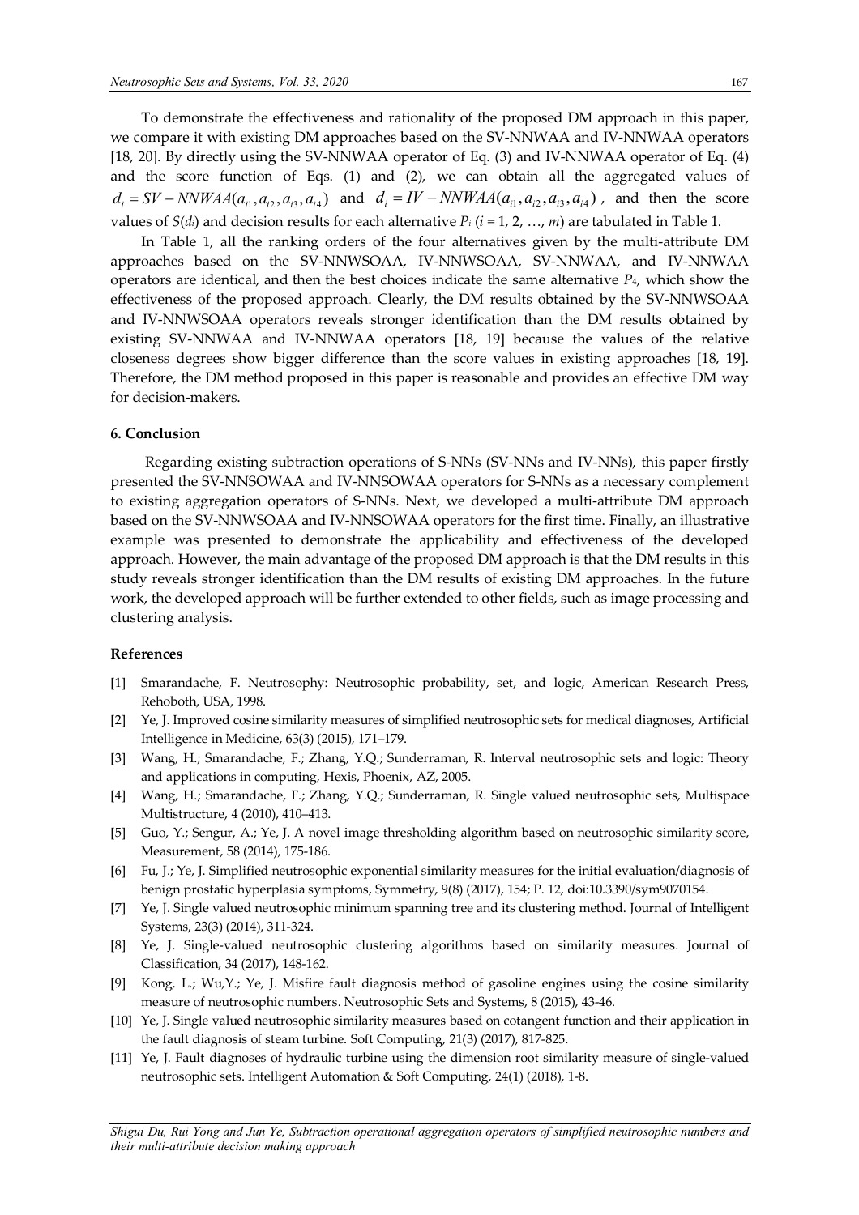To demonstrate the effectiveness and rationality of the proposed DM approach in this paper, we compare it with existing DM approaches based on the SV-NNWAA and IV-NNWAA operators [18, 20]. By directly using the SV-NNWAA operator of Eq. (3) and IV-NNWAA operator of Eq. (4) and the score function of Eqs. (1) and (2), we can obtain all the aggregated values of $d_i = SV-NNWAA(a_{i1}, a_{i2}, a_{i3}, a_{i4})$ and $d_i = IV-NNWAA(a_{i1}, a_{i2}, a_{i3}, a_{i4})$, and then the score values of $S(d_i)$ and decision results for each alternative $P_i$ ($i$ = 1, 2, …, $m$) are tabulated in Table 1.

In Table 1, all the ranking orders of the four alternatives given by the multi-attribute DM approaches based on the SV-NNWSOAA, IV-NNWSOAA, SV-NNWAA, and IV-NNWAA operators are identical, and then the best choices indicate the same alternative $P_4$, which show the effectiveness of the proposed approach. Clearly, the DM results obtained by the SV-NNWSOAA and IV-NNWSOAA operators reveals stronger identification than the DM results obtained by existing SV-NNWAA and IV-NNWAA operators [18, 19] because the values of the relative closeness degrees show bigger difference than the score values in existing approaches [18, 19]. Therefore, the DM method proposed in this paper is reasonable and provides an effective DM way for decision-makers.

#### 6. Conclusion

Regarding existing subtraction operations of S-NNs (SV-NNs and IV-NNs), this paper firstly presented the SV-NNSOWAA and IV-NNSOWAA operators for S-NNs as a necessary complement to existing aggregation operators of S-NNs. Next, we developed a multi-attribute DM approach based on the SV-NNWSOAA and IV-NNSOWAA operators for the first time. Finally, an illustrative example was presented to demonstrate the applicability and effectiveness of the developed approach. However, the main advantage of the proposed DM approach is that the DM results in this study reveals stronger identification than the DM results of existing DM approaches. In the future work, the developed approach will be further extended to other fields, such as image processing and clustering analysis.

#### References

[1] Smarandache, F. Neutrosophy: Neutrosophic probability, set, and logic, American Research Press, Rehoboth, USA, 1998.

[2] Ye, J. Improved cosine similarity measures of simplified neutrosophic sets for medical diagnoses, Artificial Intelligence in Medicine, 63(3) (2015), 171–179.

[3] Wang, H.; Smarandache, F.; Zhang, Y.Q.; Sunderraman, R. Interval neutrosophic sets and logic: Theory and applications in computing, Hexis, Phoenix, AZ, 2005.

[4] Wang, H.; Smarandache, F.; Zhang, Y.Q.; Sunderraman, R. Single valued neutrosophic sets, Multispace Multistructure, 4 (2010), 410–413.

[5] Guo, Y.; Sengur, A.; Ye, J. A novel image thresholding algorithm based on neutrosophic similarity score, Measurement, 58 (2014), 175-186.

[6] Fu, J.; Ye, J. Simplified neutrosophic exponential similarity measures for the initial evaluation/diagnosis of benign prostatic hyperplasia symptoms, Symmetry, 9(8) (2017), 154; P. 12, doi:10.3390/sym9070154.

[7] Ye, J. Single valued neutrosophic minimum spanning tree and its clustering method. Journal of Intelligent Systems, 23(3) (2014), 311-324.

[8] Ye, J. Single-valued neutrosophic clustering algorithms based on similarity measures. Journal of Classification, 34 (2017), 148-162.

[9] Kong, L.; Wu,Y.; Ye, J. Misfire fault diagnosis method of gasoline engines using the cosine similarity measure of neutrosophic numbers. Neutrosophic Sets and Systems, 8 (2015), 43-46.

[10] Ye, J. Single valued neutrosophic similarity measures based on cotangent function and their application in the fault diagnosis of steam turbine. Soft Computing, 21(3) (2017), 817-825.

[11] Ye, J. Fault diagnoses of hydraulic turbine using the dimension root similarity measure of single-valued neutrosophic sets. Intelligent Automation & Soft Computing, 24(1) (2018), 1-8.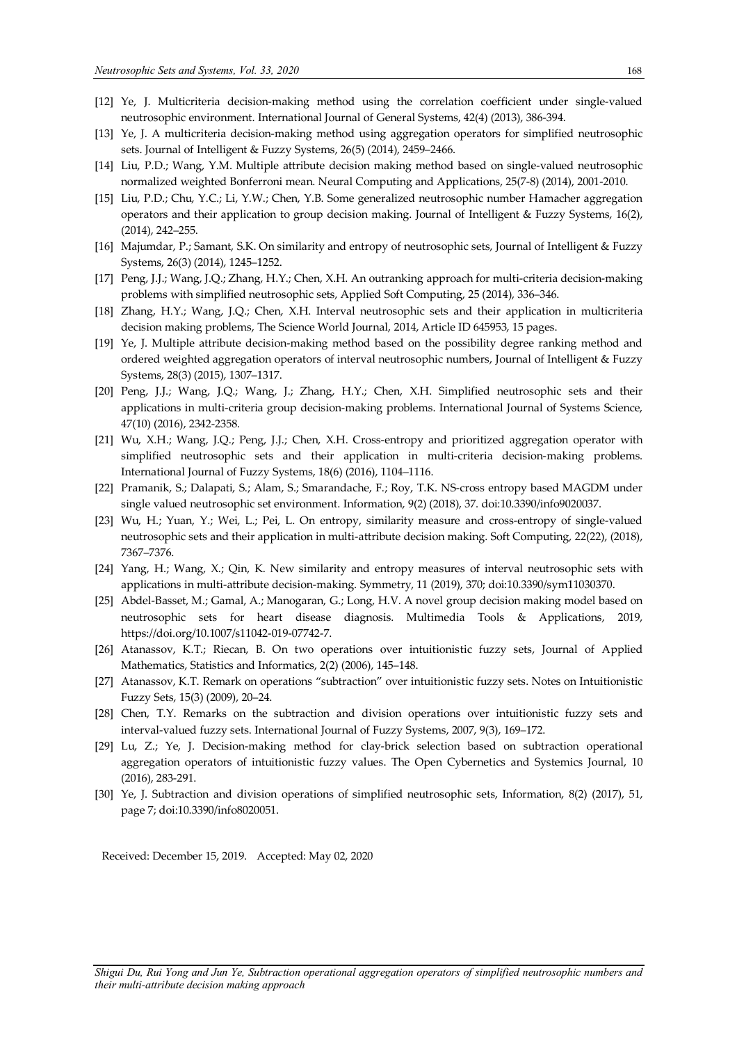[12] Ye, J. Multicriteria decision-making method using the correlation coefficient under single-valued neutrosophic environment. International Journal of General Systems, 42(4) (2013), 386-394.

[13] Ye, J. A multicriteria decision-making method using aggregation operators for simplified neutrosophic sets. Journal of Intelligent & Fuzzy Systems, 26(5) (2014), 2459–2466.

[14] Liu, P.D.; Wang, Y.M. Multiple attribute decision making method based on single-valued neutrosophic normalized weighted Bonferroni mean. Neural Computing and Applications, 25(7-8) (2014), 2001-2010.

[15] Liu, P.D.; Chu, Y.C.; Li, Y.W.; Chen, Y.B. Some generalized neutrosophic number Hamacher aggregation operators and their application to group decision making. Journal of Intelligent & Fuzzy Systems, 16(2), (2014), 242–255.

[16] Majumdar, P.; Samant, S.K. On similarity and entropy of neutrosophic sets, Journal of Intelligent & Fuzzy Systems, 26(3) (2014), 1245–1252.

[17] Peng, J.J.; Wang, J.Q.; Zhang, H.Y.; Chen, X.H. An outranking approach for multi-criteria decision-making problems with simplified neutrosophic sets, Applied Soft Computing, 25 (2014), 336–346.

[18] Zhang, H.Y.; Wang, J.Q.; Chen, X.H. Interval neutrosophic sets and their application in multicriteria decision making problems, The Science World Journal, 2014, Article ID 645953, 15 pages.

[19] Ye, J. Multiple attribute decision-making method based on the possibility degree ranking method and ordered weighted aggregation operators of interval neutrosophic numbers, Journal of Intelligent & Fuzzy Systems, 28(3) (2015), 1307–1317.

[20] Peng, J.J.; Wang, J.Q.; Wang, J.; Zhang, H.Y.; Chen, X.H. Simplified neutrosophic sets and their applications in multi-criteria group decision-making problems. International Journal of Systems Science, 47(10) (2016), 2342-2358.

[21] Wu, X.H.; Wang, J.Q.; Peng, J.J.; Chen, X.H. Cross-entropy and prioritized aggregation operator with simplified neutrosophic sets and their application in multi-criteria decision-making problems. International Journal of Fuzzy Systems, 18(6) (2016), 1104–1116.

[22] Pramanik, S.; Dalapati, S.; Alam, S.; Smarandache, F.; Roy, T.K. NS-cross entropy based MAGDM under single valued neutrosophic set environment. Information, 9(2) (2018), 37. doi:10.3390/info9020037.

[23] Wu, H.; Yuan, Y.; Wei, L.; Pei, L. On entropy, similarity measure and cross-entropy of single-valued neutrosophic sets and their application in multi-attribute decision making. Soft Computing, 22(22), (2018), 7367–7376.

[24] Yang, H.; Wang, X.; Qin, K. New similarity and entropy measures of interval neutrosophic sets with applications in multi-attribute decision-making. Symmetry, 11 (2019), 370; doi:10.3390/sym11030370.

[25] Abdel-Basset, M.; Gamal, A.; Manogaran, G.; Long, H.V. A novel group decision making model based on neutrosophic sets for heart disease diagnosis. Multimedia Tools & Applications, 2019, https://doi.org/10.1007/s11042-019-07742-7.

[26] Atanassov, K.T.; Riecan, B. On two operations over intuitionistic fuzzy sets, Journal of Applied Mathematics, Statistics and Informatics, 2(2) (2006), 145–148.

[27] Atanassov, K.T. Remark on operations "subtraction" over intuitionistic fuzzy sets. Notes on Intuitionistic Fuzzy Sets, 15(3) (2009), 20–24.

[28] Chen, T.Y. Remarks on the subtraction and division operations over intuitionistic fuzzy sets and interval-valued fuzzy sets. International Journal of Fuzzy Systems, 2007, 9(3), 169–172.

[29] Lu, Z.; Ye, J. Decision-making method for clay-brick selection based on subtraction operational aggregation operators of intuitionistic fuzzy values. The Open Cybernetics and Systemics Journal, 10 (2016), 283-291.

[30] Ye, J. Subtraction and division operations of simplified neutrosophic sets, Information, 8(2) (2017), 51, page 7; doi:10.3390/info8020051.

Received: December 15, 2019. Accepted: May 02, 2020